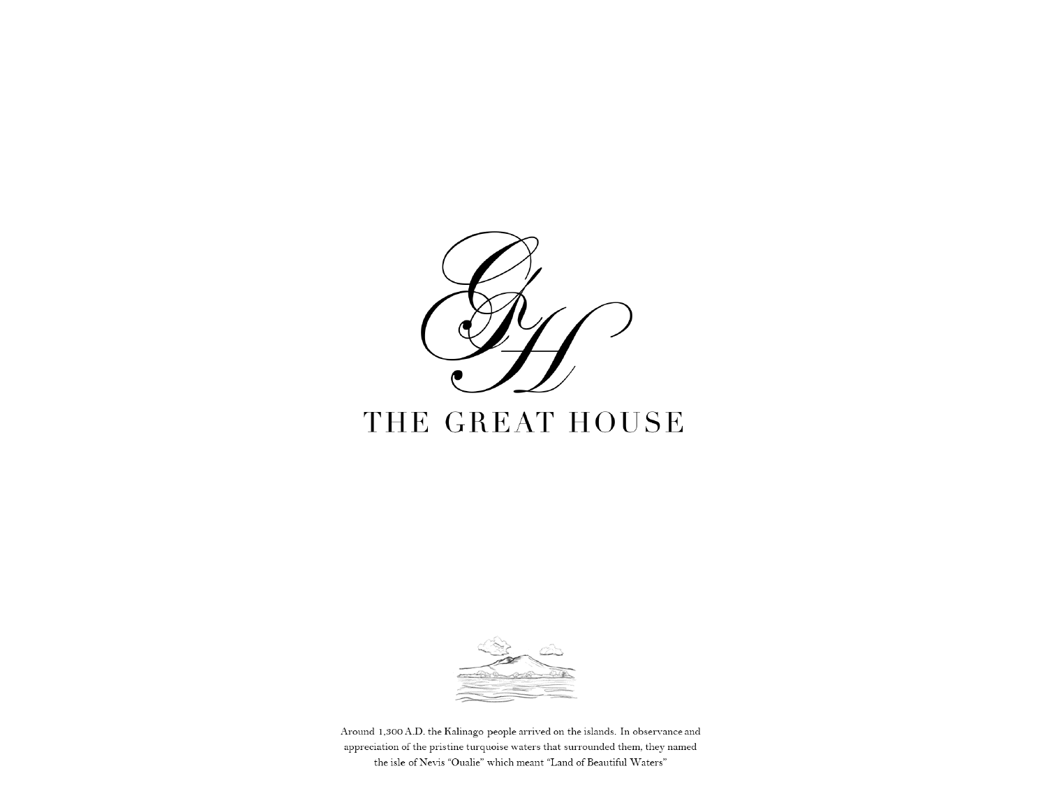# THE GREAT HOUSE

Around 1,300 A.D. the Kalinago people arrived on the islands. In observance and appreciation of the pristine turquoise waters that surrounded them, they named the isle of Nevis "Oualie" which meant "Land of Beautiful Waters"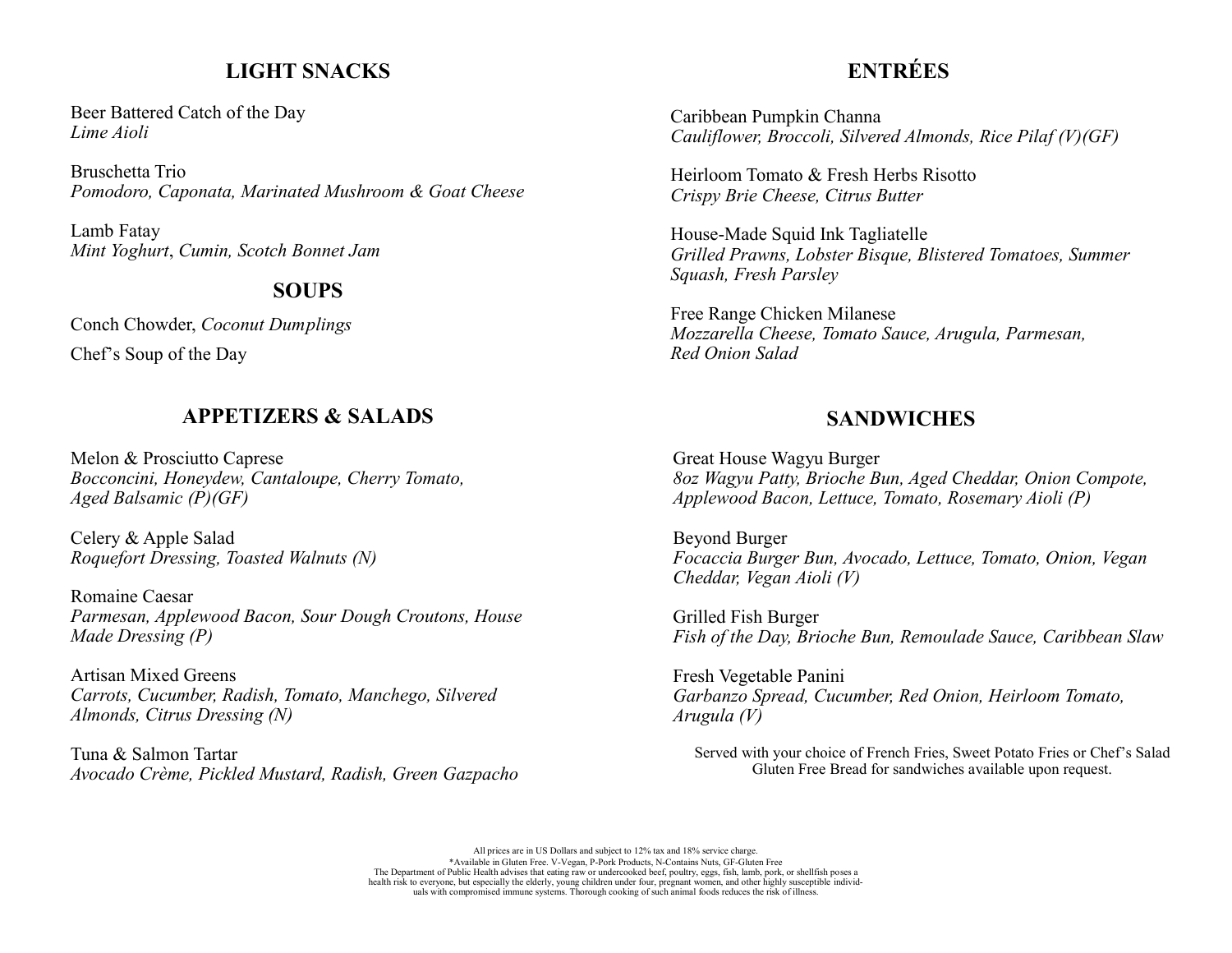## LIGHT SNACKS

Beer Battered Catch of the Day
*Lime Aioli*

Bruschetta Trio
*Pomodoro, Caponata, Marinated Mushroom & Goat Cheese*

Lamb Fatay
*Mint Yoghurt*, *Cumin, Scotch Bonnet Jam*

## SOUPS

Conch Chowder, *Coconut Dumplings*

Chef's Soup of the Day

## APPETIZERS & SALADS

Melon & Prosciutto Caprese
*Bocconcini, Honeydew, Cantaloupe, Cherry Tomato, Aged Balsamic (P)(GF)*

Celery & Apple Salad
*Roquefort Dressing, Toasted Walnuts (N)*

Romaine Caesar
*Parmesan, Applewood Bacon, Sour Dough Croutons, House Made Dressing (P)*

Artisan Mixed Greens
*Carrots, Cucumber, Radish, Tomato, Manchego, Silvered Almonds, Citrus Dressing (N)*

Tuna & Salmon Tartar
*Avocado Crème, Pickled Mustard, Radish, Green Gazpacho*

## ENTRÉES

Caribbean Pumpkin Channa
*Cauliflower, Broccoli, Silvered Almonds, Rice Pilaf (V)(GF)*

Heirloom Tomato & Fresh Herbs Risotto
*Crispy Brie Cheese, Citrus Butter*

House-Made Squid Ink Tagliatelle
*Grilled Prawns, Lobster Bisque, Blistered Tomatoes, Summer Squash, Fresh Parsley*

Free Range Chicken Milanese
*Mozzarella Cheese, Tomato Sauce, Arugula, Parmesan, Red Onion Salad*

## SANDWICHES

Great House Wagyu Burger
*8oz Wagyu Patty, Brioche Bun, Aged Cheddar, Onion Compote, Applewood Bacon, Lettuce, Tomato, Rosemary Aioli (P)*

Beyond Burger
*Focaccia Burger Bun, Avocado, Lettuce, Tomato, Onion, Vegan Cheddar, Vegan Aioli (V)*

Grilled Fish Burger
*Fish of the Day, Brioche Bun, Remoulade Sauce, Caribbean Slaw*

Fresh Vegetable Panini
*Garbanzo Spread, Cucumber, Red Onion, Heirloom Tomato, Arugula (V)*

Served with your choice of French Fries, Sweet Potato Fries or Chef's Salad
Gluten Free Bread for sandwiches available upon request.

All prices are in US Dollars and subject to 12% tax and 18% service charge.
*Available in Gluten Free. V-Vegan, P-Pork Products, N-Contains Nuts, GF-Gluten Free
The Department of Public Health advises that eating raw or undercooked beef, poultry, eggs, fish, lamb, pork, or shellfish poses a health risk to everyone, but especially the elderly, young children under four, pregnant women, and other highly susceptible individuals with compromised immune systems. Thorough cooking of such animal foods reduces the risk of illness.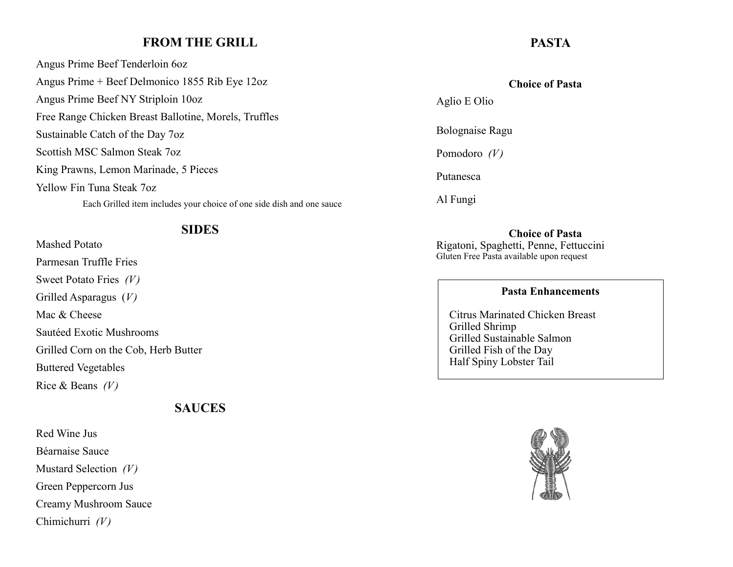## FROM THE GRILL

Angus Prime Beef Tenderloin 6oz

Angus Prime + Beef Delmonico 1855 Rib Eye 12oz

Angus Prime Beef NY Striploin 10oz

Free Range Chicken Breast Ballotine, Morels, Truffles

Sustainable Catch of the Day 7oz

Scottish MSC Salmon Steak 7oz

King Prawns, Lemon Marinade, 5 Pieces

Yellow Fin Tuna Steak 7oz

Each Grilled item includes your choice of one side dish and one sauce

## SIDES

Mashed Potato

Parmesan Truffle Fries

Sweet Potato Fries *(V)*

Grilled Asparagus *(V)*

Mac & Cheese

Sautéed Exotic Mushrooms

Grilled Corn on the Cob, Herb Butter

Buttered Vegetables

Rice & Beans *(V)*

## SAUCES

Red Wine Jus

Béarnaise Sauce

Mustard Selection *(V)*

Green Peppercorn Jus

Creamy Mushroom Sauce

Chimichurri *(V)*

## PASTA

**Choice of Pasta**

Aglio E Olio

Bolognaise Ragu

Pomodoro *(V)*

Putanesca

Al Fungi

**Choice of Pasta**

Rigatoni, Spaghetti, Penne, Fettuccini

Gluten Free Pasta available upon request

**Pasta Enhancements**

Citrus Marinated Chicken Breast
Grilled Shrimp
Grilled Sustainable Salmon
Grilled Fish of the Day
Half Spiny Lobster Tail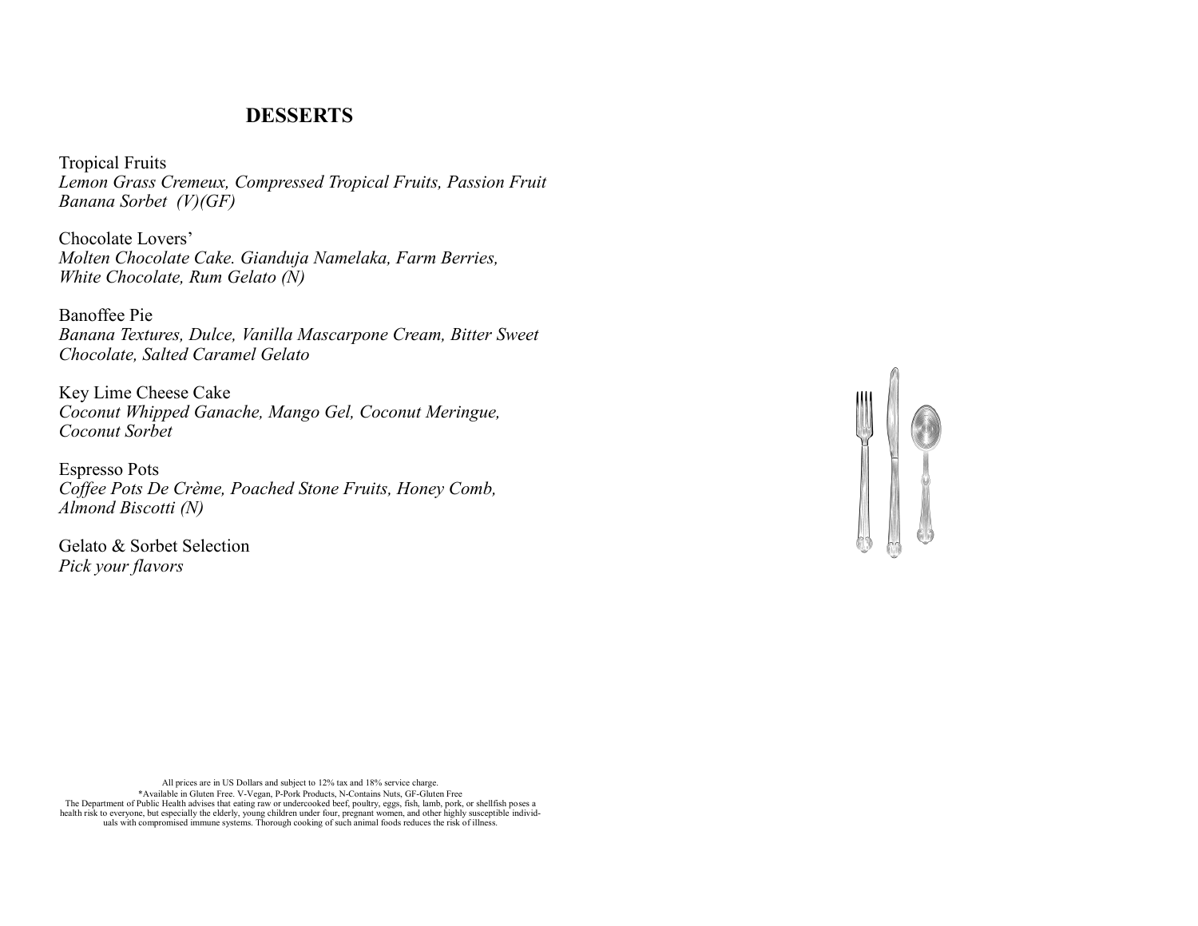# DESSERTS

Tropical Fruits
*Lemon Grass Cremeux, Compressed Tropical Fruits, Passion Fruit Banana Sorbet (V)(GF)*

Chocolate Lovers'
*Molten Chocolate Cake. Gianduja Namelaka, Farm Berries, White Chocolate, Rum Gelato (N)*

Banoffee Pie
*Banana Textures, Dulce, Vanilla Mascarpone Cream, Bitter Sweet Chocolate, Salted Caramel Gelato*

Key Lime Cheese Cake
*Coconut Whipped Ganache, Mango Gel, Coconut Meringue, Coconut Sorbet*

Espresso Pots
*Coffee Pots De Crème, Poached Stone Fruits, Honey Comb, Almond Biscotti (N)*

Gelato & Sorbet Selection
*Pick your flavors*

All prices are in US Dollars and subject to 12% tax and 18% service charge.
*Available in Gluten Free. V-Vegan, P-Pork Products, N-Contains Nuts, GF-Gluten Free
The Department of Public Health advises that eating raw or undercooked beef, poultry, eggs, fish, lamb, pork, or shellfish poses a health risk to everyone, but especially the elderly, young children under four, pregnant women, and other highly susceptible individuals with compromised immune systems. Thorough cooking of such animal foods reduces the risk of illness.